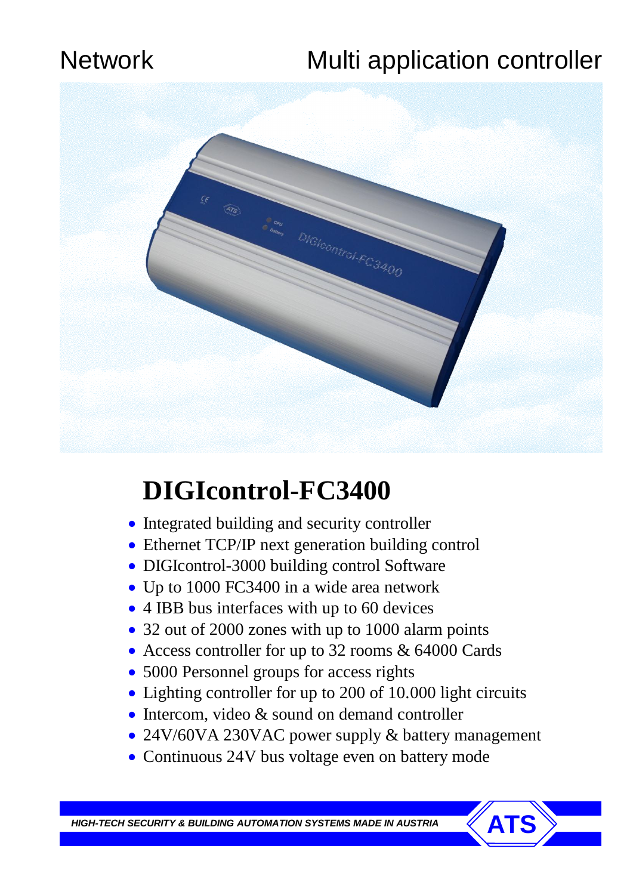Network

Multi application controller

# DIGIcontrol-FC3400

- Integrated building and security controller
- Ethernet TCP/IP next generation building control
- DIGIcontrol-3000 building control Software
- Up to 1000 FC3400 in a wide area network
- 4 IBB bus interfaces with up to 60 devices
- 32 out of 2000 zones with up to 1000 alarm points
- Access controller for up to 32 rooms & 64000 Cards
- 5000 Personnel groups for access rights
- Lighting controller for up to 200 of 10.000 light circuits
- Intercom, video & sound on demand controller
- 24V/60VA 230VAC power supply & battery management
- Continuous 24V bus voltage even on battery mode

***HIGH-TECH SECURITY & BUILDING AUTOMATION SYSTEMS MADE IN AUSTRIA***

ATS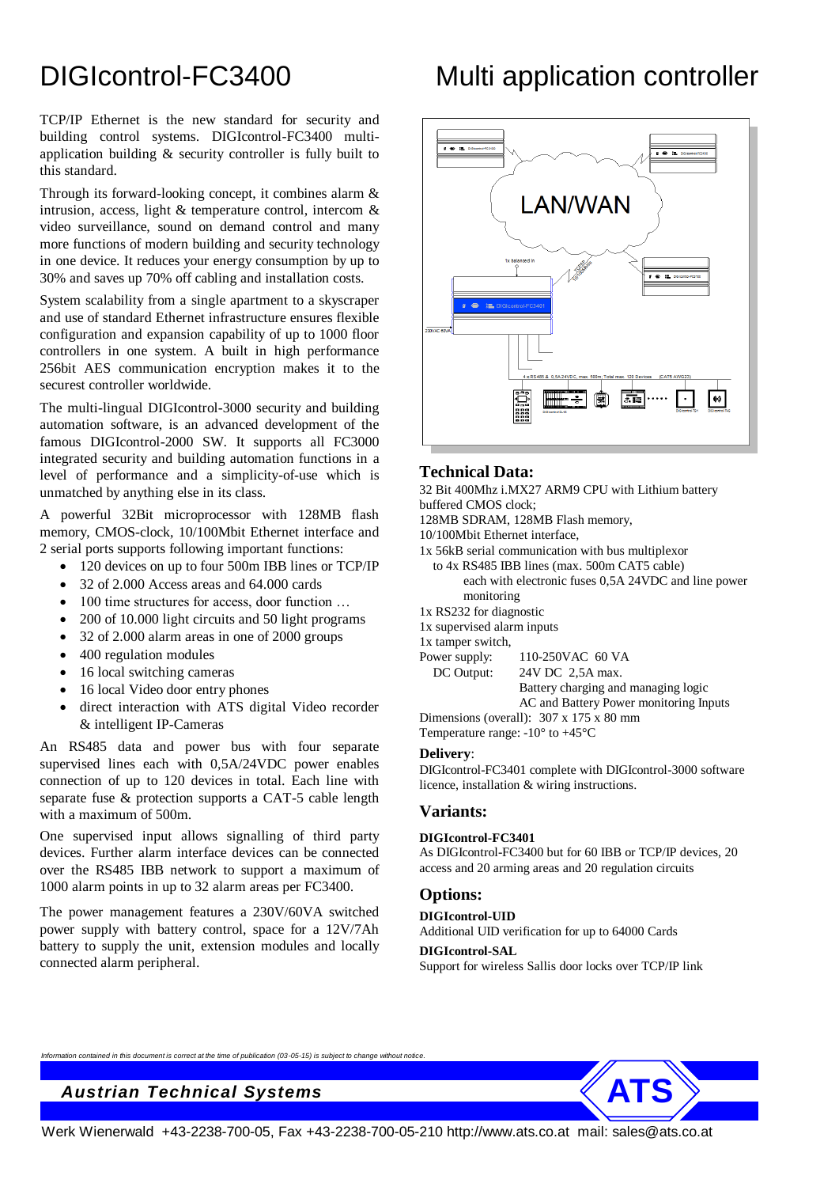# DIGIcontrol-FC3400

# Multi application controller

TCP/IP Ethernet is the new standard for security and building control systems. DIGIcontrol-FC3400 multi-application building & security controller is fully built to this standard.

Through its forward-looking concept, it combines alarm & intrusion, access, light & temperature control, intercom & video surveillance, sound on demand control and many more functions of modern building and security technology in one device. It reduces your energy consumption by up to 30% and saves up 70% off cabling and installation costs.

System scalability from a single apartment to a skyscraper and use of standard Ethernet infrastructure ensures flexible configuration and expansion capability of up to 1000 floor controllers in one system. A built in high performance 256bit AES communication encryption makes it to the securest controller worldwide.

The multi-lingual DIGIcontrol-3000 security and building automation software, is an advanced development of the famous DIGIcontrol-2000 SW. It supports all FC3000 integrated security and building automation functions in a level of performance and a simplicity-of-use which is unmatched by anything else in its class.

A powerful 32Bit microprocessor with 128MB flash memory, CMOS-clock, 10/100Mbit Ethernet interface and 2 serial ports supports following important functions:

- 120 devices on up to four 500m IBB lines or TCP/IP
- 32 of 2.000 Access areas and 64.000 cards
- 100 time structures for access, door function …
- 200 of 10.000 light circuits and 50 light programs
- 32 of 2.000 alarm areas in one of 2000 groups
- 400 regulation modules
- 16 local switching cameras
- 16 local Video door entry phones
- direct interaction with ATS digital Video recorder & intelligent IP-Cameras

An RS485 data and power bus with four separate supervised lines each with 0,5A/24VDC power enables connection of up to 120 devices in total. Each line with separate fuse & protection supports a CAT-5 cable length with a maximum of 500m.

One supervised input allows signalling of third party devices. Further alarm interface devices can be connected over the RS485 IBB network to support a maximum of 1000 alarm points in up to 32 alarm areas per FC3400.

The power management features a 230V/60VA switched power supply with battery control, space for a 12V/7Ah battery to supply the unit, extension modules and locally connected alarm peripheral.

LAN/WAN

1x balanced in

230VAC 60VA

DIGIcontrol-FC3401

4 x RS485 & 0,5A 24VDC, max. 500m; Total max. 120 Devices (CAT5 AWG23)

## Technical Data:

32 Bit 400Mhz i.MX27 ARM9 CPU with Lithium battery buffered CMOS clock;
128MB SDRAM, 128MB Flash memory,
10/100Mbit Ethernet interface,
1x 56kB serial communication with bus multiplexor
to 4x RS485 IBB lines (max. 500m CAT5 cable)
each with electronic fuses 0,5A 24VDC and line power monitoring
1x RS232 for diagnostic
1x supervised alarm inputs
1x tamper switch,

Power supply: 110-250VAC 60 VA
DC Output: 24V DC 2,5A max.
Battery charging and managing logic
AC and Battery Power monitoring Inputs

Dimensions (overall): 307 x 175 x 80 mm
Temperature range: -10° to +45°C

**Delivery**:
DIGIcontrol-FC3401 complete with DIGIcontrol-3000 software licence, installation & wiring instructions.

## Variants:

**DIGIcontrol-FC3401**
As DIGIcontrol-FC3400 but for 60 IBB or TCP/IP devices, 20 access and 20 arming areas and 20 regulation circuits

## Options:

**DIGIcontrol-UID**
Additional UID verification for up to 64000 Cards

**DIGIcontrol-SAL**
Support for wireless Sallis door locks over TCP/IP link

*Information contained in this document is correct at the time of publication (03-05-15) is subject to change without notice.*

***Austrian Technical Systems*** ATS

Werk Wienerwald +43-2238-700-05, Fax +43-2238-700-05-210 http://www.ats.co.at mail: sales@ats.co.at